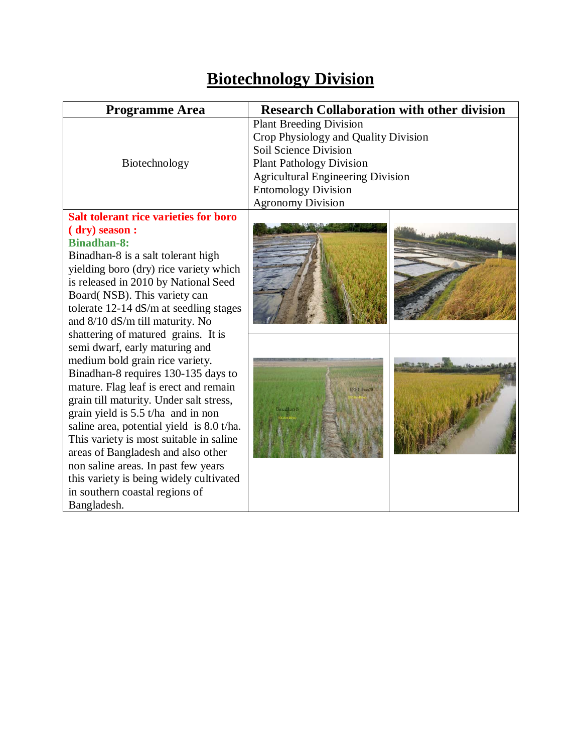# Biotechnology Division

| Programme Area | Research Collaboration with other division |
|---|---|
| Biotechnology | Plant Breeding Division<br>Crop Physiology and Quality Division<br>Soil Science Division<br>Plant Pathology Division<br>Agricultural Engineering Division<br>Entomology Division<br>Agronomy Division |
| **Salt tolerant rice varieties for boro ( dry) season :**<br>**Binadhan-8:**<br>Binadhan-8 is a salt tolerant high yielding boro (dry) rice variety which is released in 2010 by National Seed Board( NSB). This variety can tolerate 12-14 dS/m at seedling stages and 8/10 dS/m till maturity. No shattering of matured grains. It is semi dwarf, early maturing and medium bold grain rice variety. Binadhan-8 requires 130-135 days to mature. Flag leaf is erect and remain grain till maturity. Under salt stress, grain yield is 5.5 t/ha and in non saline area, potential yield is 8.0 t/ha. This variety is most suitable in saline areas of Bangladesh and also other non saline areas. In past few years this variety is being widely cultivated in southern coastal regions of Bangladesh. | |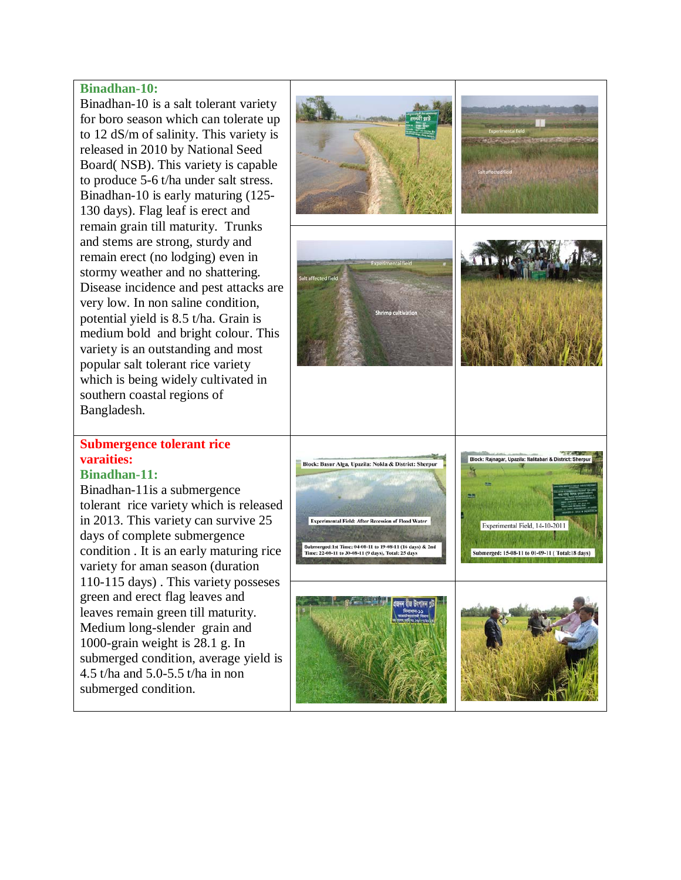### Binadhan-10:

Binadhan-10 is a salt tolerant variety for boro season which can tolerate up to 12 dS/m of salinity. This variety is released in 2010 by National Seed Board( NSB). This variety is capable to produce 5-6 t/ha under salt stress. Binadhan-10 is early maturing (125-130 days). Flag leaf is erect and remain grain till maturity. Trunks and stems are strong, sturdy and remain erect (no lodging) even in stormy weather and no shattering. Disease incidence and pest attacks are very low. In non saline condition, potential yield is 8.5 t/ha. Grain is medium bold and bright colour. This variety is an outstanding and most popular salt tolerant rice variety which is being widely cultivated in southern coastal regions of Bangladesh.

## Submergence tolerant rice varaities:

### Binadhan-11:

Binadhan-11is a submergence tolerant rice variety which is released in 2013. This variety can survive 25 days of complete submergence condition . It is an early maturing rice variety for aman season (duration 110-115 days) . This variety posseses green and erect flag leaves and leaves remain green till maturity. Medium long-slender grain and 1000-grain weight is 28.1 g. In submerged condition, average yield is 4.5 t/ha and 5.0-5.5 t/ha in non submerged condition.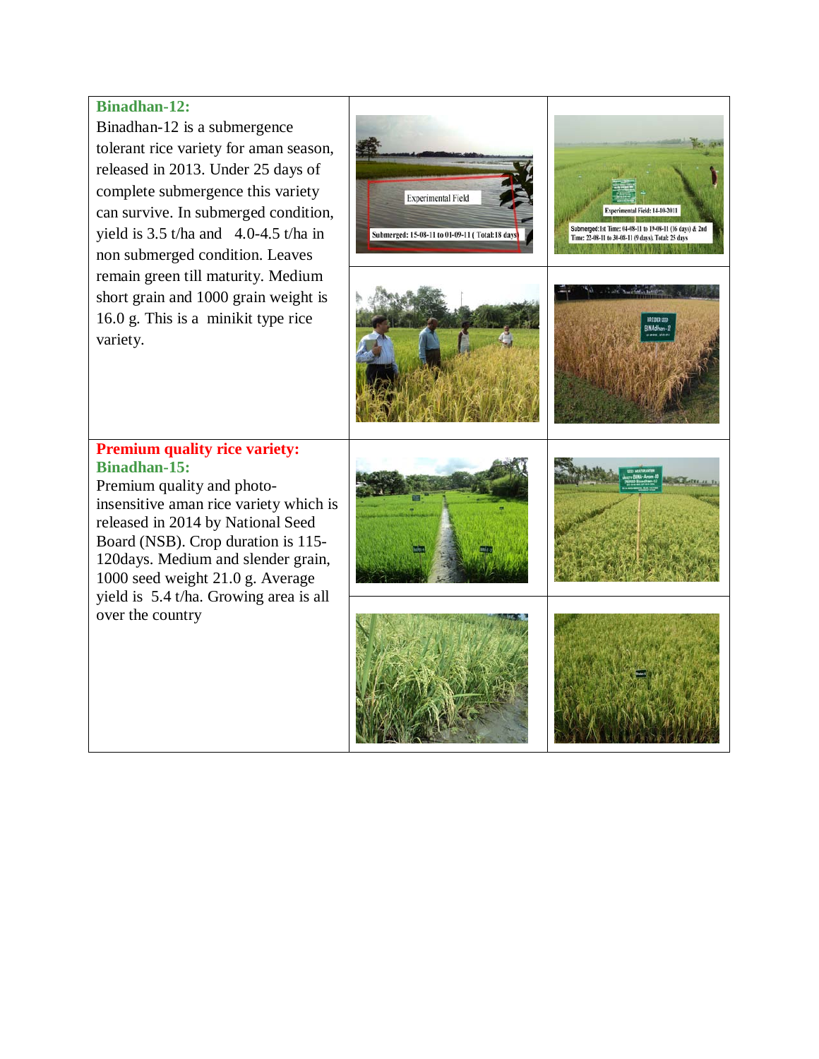**Binadhan-12:**

Binadhan-12 is a submergence tolerant rice variety for aman season, released in 2013. Under 25 days of complete submergence this variety can survive. In submerged condition, yield is 3.5 t/ha and 4.0-4.5 t/ha in non submerged condition. Leaves remain green till maturity. Medium short grain and 1000 grain weight is 16.0 g. This is a minikit type rice variety.

**Premium quality rice variety:**

**Binadhan-15:**

Premium quality and photo-insensitive aman rice variety which is released in 2014 by National Seed Board (NSB). Crop duration is 115-120days. Medium and slender grain, 1000 seed weight 21.0 g. Average yield is 5.4 t/ha. Growing area is all over the country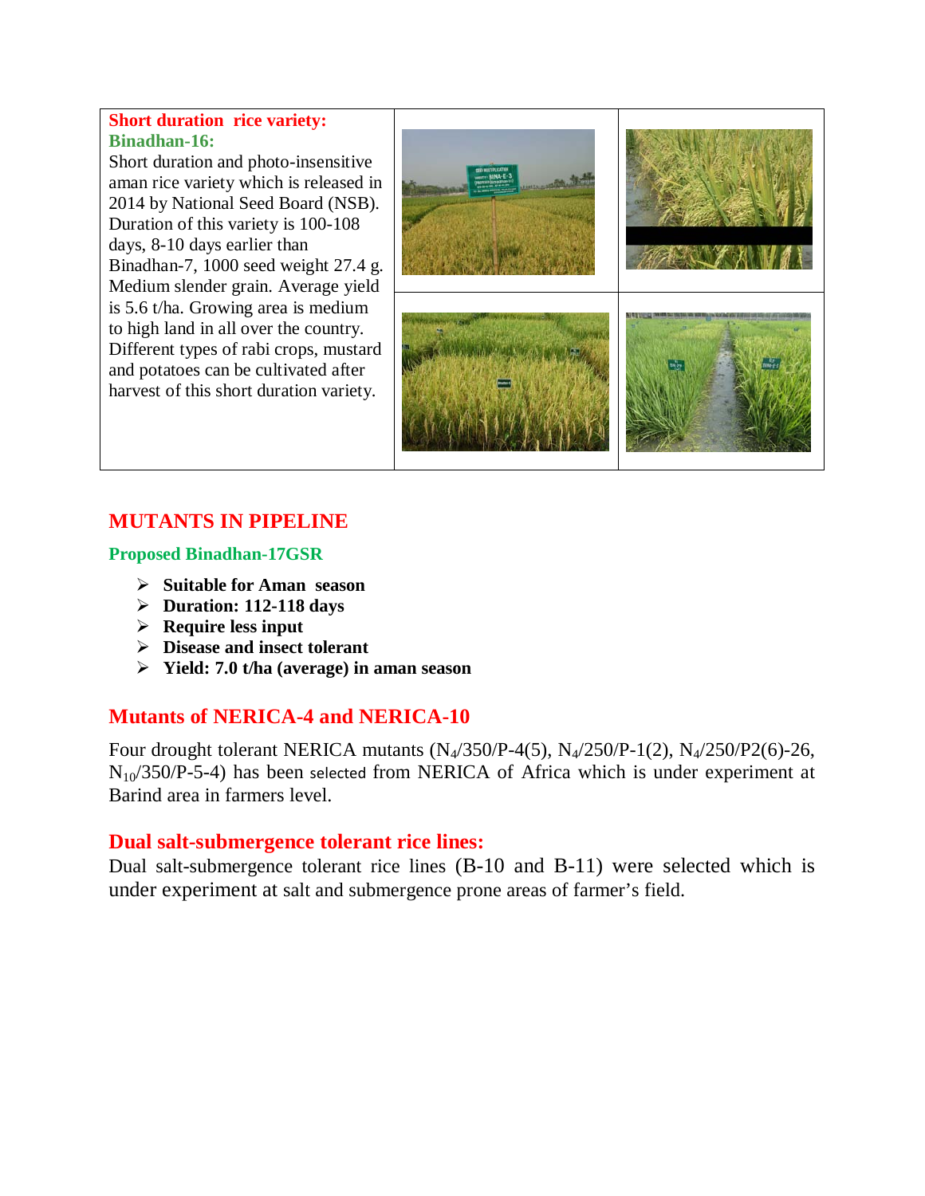**Short duration rice variety:**
**Binadhan-16:**
Short duration and photo-insensitive aman rice variety which is released in 2014 by National Seed Board (NSB). Duration of this variety is 100-108 days, 8-10 days earlier than Binadhan-7, 1000 seed weight 27.4 g. Medium slender grain. Average yield is 5.6 t/ha. Growing area is medium to high land in all over the country. Different types of rabi crops, mustard and potatoes can be cultivated after harvest of this short duration variety.

## MUTANTS IN PIPELINE

### Proposed Binadhan-17GSR

- **Suitable for Aman season**
- **Duration: 112-118 days**
- **Require less input**
- **Disease and insect tolerant**
- **Yield: 7.0 t/ha (average) in aman season**

## Mutants of NERICA-4 and NERICA-10

Four drought tolerant NERICA mutants ($N_4$/350/P-4(5), $N_4$/250/P-1(2), $N_4$/250/P2(6)-26, $N_{10}$/350/P-5-4) has been selected from NERICA of Africa which is under experiment at Barind area in farmers level.

## Dual salt-submergence tolerant rice lines:

Dual salt-submergence tolerant rice lines (B-10 and B-11) were selected which is under experiment at salt and submergence prone areas of farmer's field.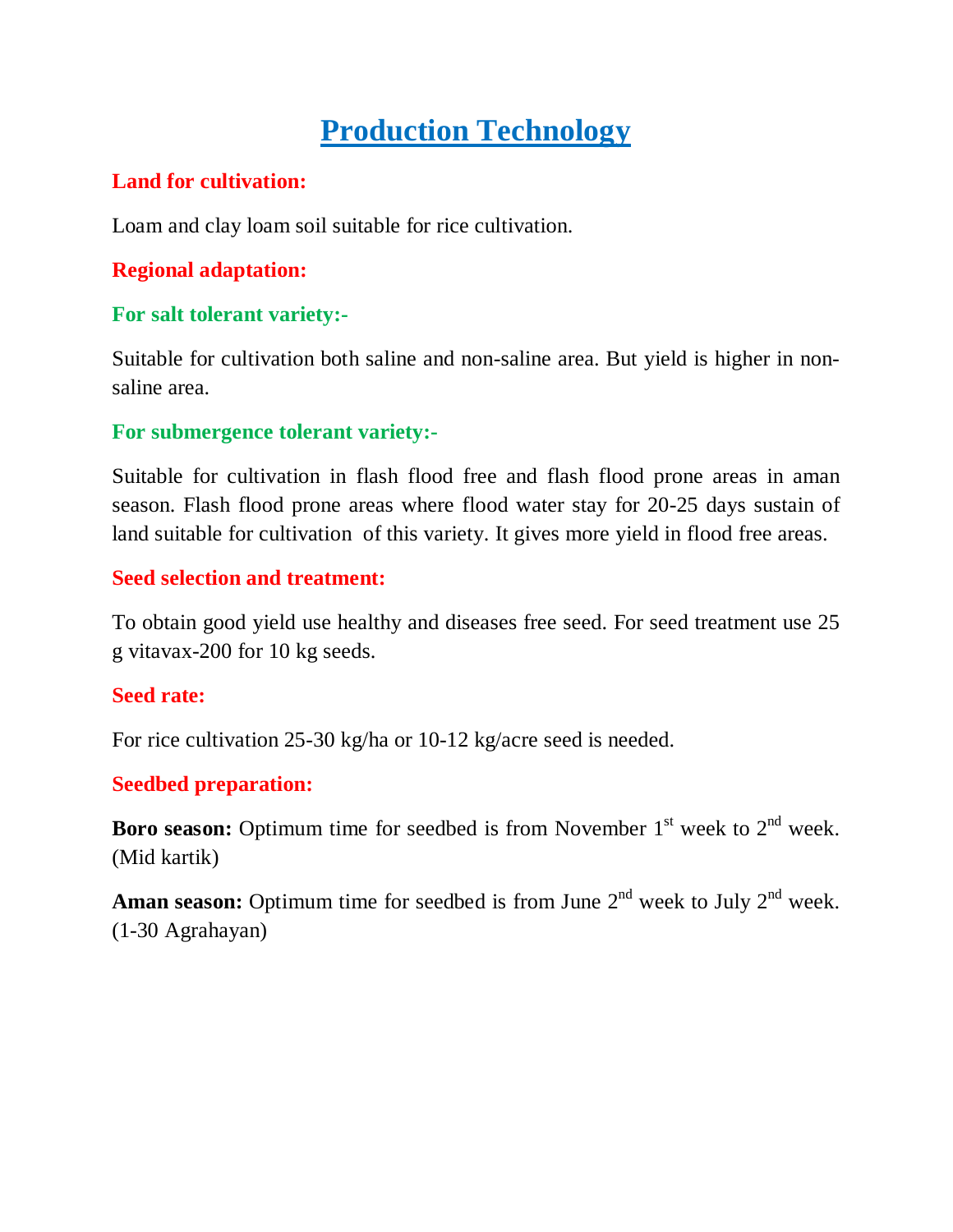# Production Technology

## Land for cultivation:

Loam and clay loam soil suitable for rice cultivation.

## Regional adaptation:

### For salt tolerant variety:-

Suitable for cultivation both saline and non-saline area. But yield is higher in non-saline area.

### For submergence tolerant variety:-

Suitable for cultivation in flash flood free and flash flood prone areas in aman season. Flash flood prone areas where flood water stay for 20-25 days sustain of land suitable for cultivation of this variety. It gives more yield in flood free areas.

## Seed selection and treatment:

To obtain good yield use healthy and diseases free seed. For seed treatment use 25 g vitavax-200 for 10 kg seeds.

## Seed rate:

For rice cultivation 25-30 kg/ha or 10-12 kg/acre seed is needed.

## Seedbed preparation:

**Boro season:** Optimum time for seedbed is from November 1st week to 2nd week. (Mid kartik)

**Aman season:** Optimum time for seedbed is from June 2nd week to July 2nd week. (1-30 Agrahayan)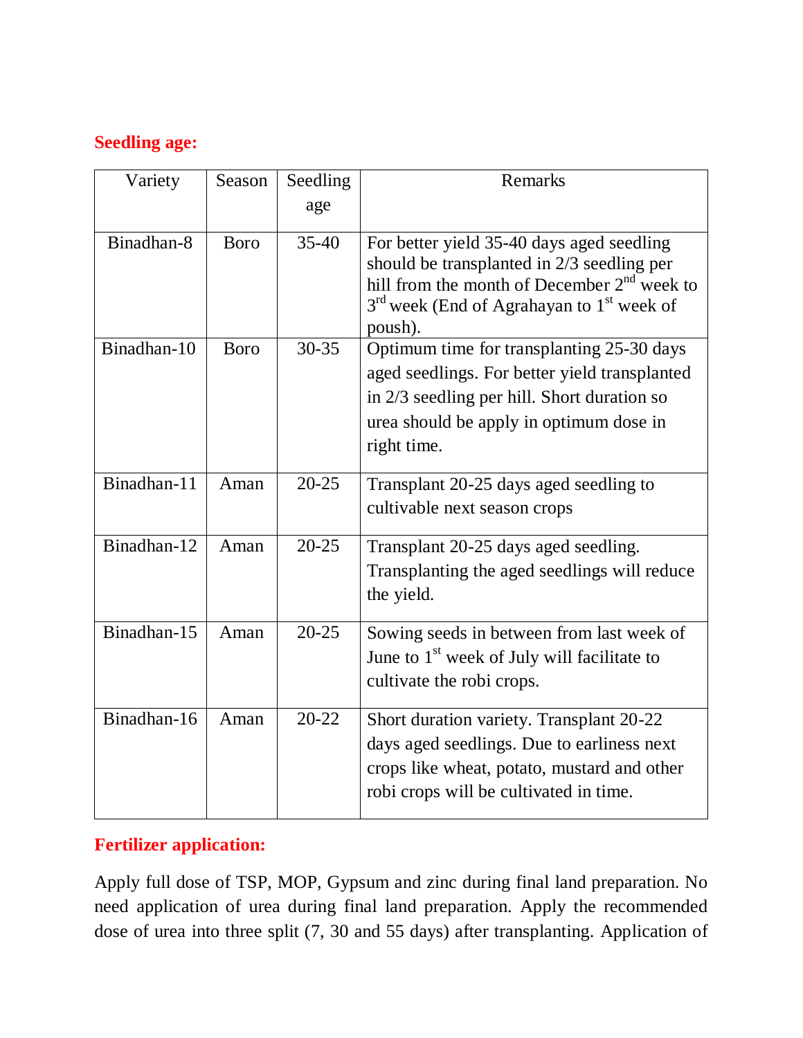**Seedling age:**

| Variety | Season | Seedling age | Remarks |
|---|---|---|---|
| Binadhan-8 | Boro | 35-40 | For better yield 35-40 days aged seedling should be transplanted in 2/3 seedling per hill from the month of December 2nd week to 3rd week (End of Agrahayan to 1st week of poush). |
| Binadhan-10 | Boro | 30-35 | Optimum time for transplanting 25-30 days aged seedlings. For better yield transplanted in 2/3 seedling per hill. Short duration so urea should be apply in optimum dose in right time. |
| Binadhan-11 | Aman | 20-25 | Transplant 20-25 days aged seedling to cultivable next season crops |
| Binadhan-12 | Aman | 20-25 | Transplant 20-25 days aged seedling. Transplanting the aged seedlings will reduce the yield. |
| Binadhan-15 | Aman | 20-25 | Sowing seeds in between from last week of June to 1st week of July will facilitate to cultivate the robi crops. |
| Binadhan-16 | Aman | 20-22 | Short duration variety. Transplant 20-22 days aged seedlings. Due to earliness next crops like wheat, potato, mustard and other robi crops will be cultivated in time. |

**Fertilizer application:**

Apply full dose of TSP, MOP, Gypsum and zinc during final land preparation. No need application of urea during final land preparation. Apply the recommended dose of urea into three split (7, 30 and 55 days) after transplanting. Application of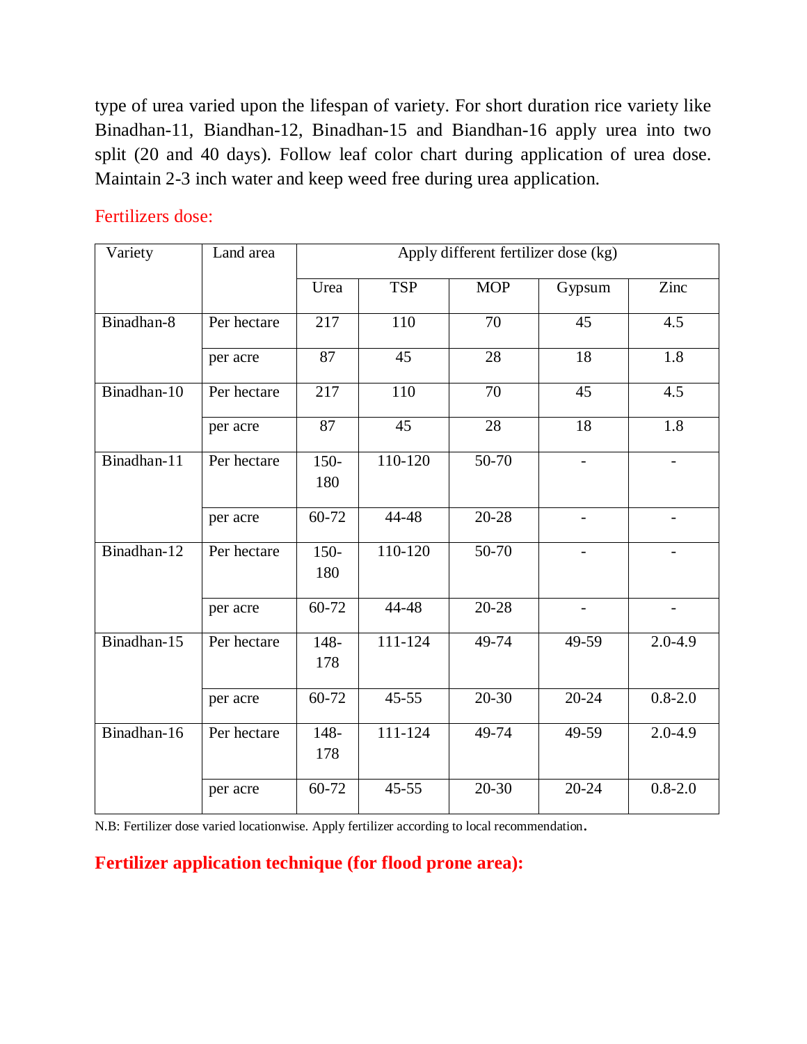type of urea varied upon the lifespan of variety. For short duration rice variety like Binadhan-11, Biandhan-12, Binadhan-15 and Biandhan-16 apply urea into two split (20 and 40 days). Follow leaf color chart during application of urea dose. Maintain 2-3 inch water and keep weed free during urea application.

## Fertilizers dose:

| Variety | Land area | Apply different fertilizer dose (kg) | | | | |
|---|---|---|---|---|---|---|
| | | Urea | TSP | MOP | Gypsum | Zinc |
| Binadhan-8 | Per hectare | 217 | 110 | 70 | 45 | 4.5 |
| | per acre | 87 | 45 | 28 | 18 | 1.8 |
| Binadhan-10 | Per hectare | 217 | 110 | 70 | 45 | 4.5 |
| | per acre | 87 | 45 | 28 | 18 | 1.8 |
| Binadhan-11 | Per hectare | 150-180 | 110-120 | 50-70 | - | - |
| | per acre | 60-72 | 44-48 | 20-28 | - | - |
| Binadhan-12 | Per hectare | 150-180 | 110-120 | 50-70 | - | - |
| | per acre | 60-72 | 44-48 | 20-28 | - | - |
| Binadhan-15 | Per hectare | 148-178 | 111-124 | 49-74 | 49-59 | 2.0-4.9 |
| | per acre | 60-72 | 45-55 | 20-30 | 20-24 | 0.8-2.0 |
| Binadhan-16 | Per hectare | 148-178 | 111-124 | 49-74 | 49-59 | 2.0-4.9 |
| | per acre | 60-72 | 45-55 | 20-30 | 20-24 | 0.8-2.0 |

N.B: Fertilizer dose varied locationwise. Apply fertilizer according to local recommendation.

## **Fertilizer application technique (for flood prone area):**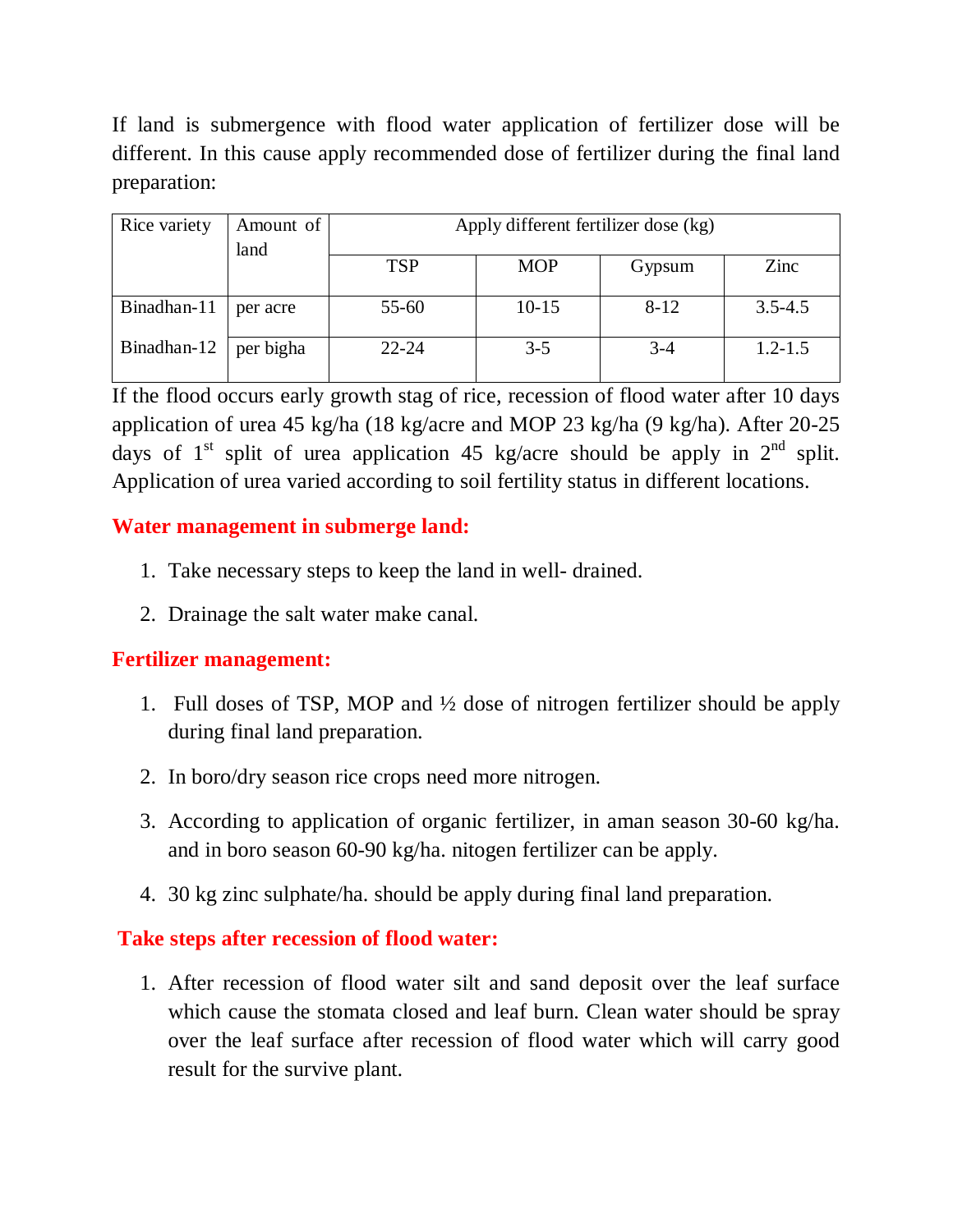If land is submergence with flood water application of fertilizer dose will be different. In this cause apply recommended dose of fertilizer during the final land preparation:

| Rice variety | Amount of land | Apply different fertilizer dose (kg) | | | |
|---|---|---|---|---|---|
| | | TSP | MOP | Gypsum | Zinc |
| Binadhan-11 | per acre | 55-60 | 10-15 | 8-12 | 3.5-4.5 |
| Binadhan-12 | per bigha | 22-24 | 3-5 | 3-4 | 1.2-1.5 |

If the flood occurs early growth stag of rice, recession of flood water after 10 days application of urea 45 kg/ha (18 kg/acre and MOP 23 kg/ha (9 kg/ha). After 20-25 days of 1st split of urea application 45 kg/acre should be apply in 2nd split. Application of urea varied according to soil fertility status in different locations.

## Water management in submerge land:

1. Take necessary steps to keep the land in well- drained.
2. Drainage the salt water make canal.

## Fertilizer management:

1. Full doses of TSP, MOP and ½ dose of nitrogen fertilizer should be apply during final land preparation.
2. In boro/dry season rice crops need more nitrogen.
3. According to application of organic fertilizer, in aman season 30-60 kg/ha. and in boro season 60-90 kg/ha. nitogen fertilizer can be apply.
4. 30 kg zinc sulphate/ha. should be apply during final land preparation.

## Take steps after recession of flood water:

1. After recession of flood water silt and sand deposit over the leaf surface which cause the stomata closed and leaf burn. Clean water should be spray over the leaf surface after recession of flood water which will carry good result for the survive plant.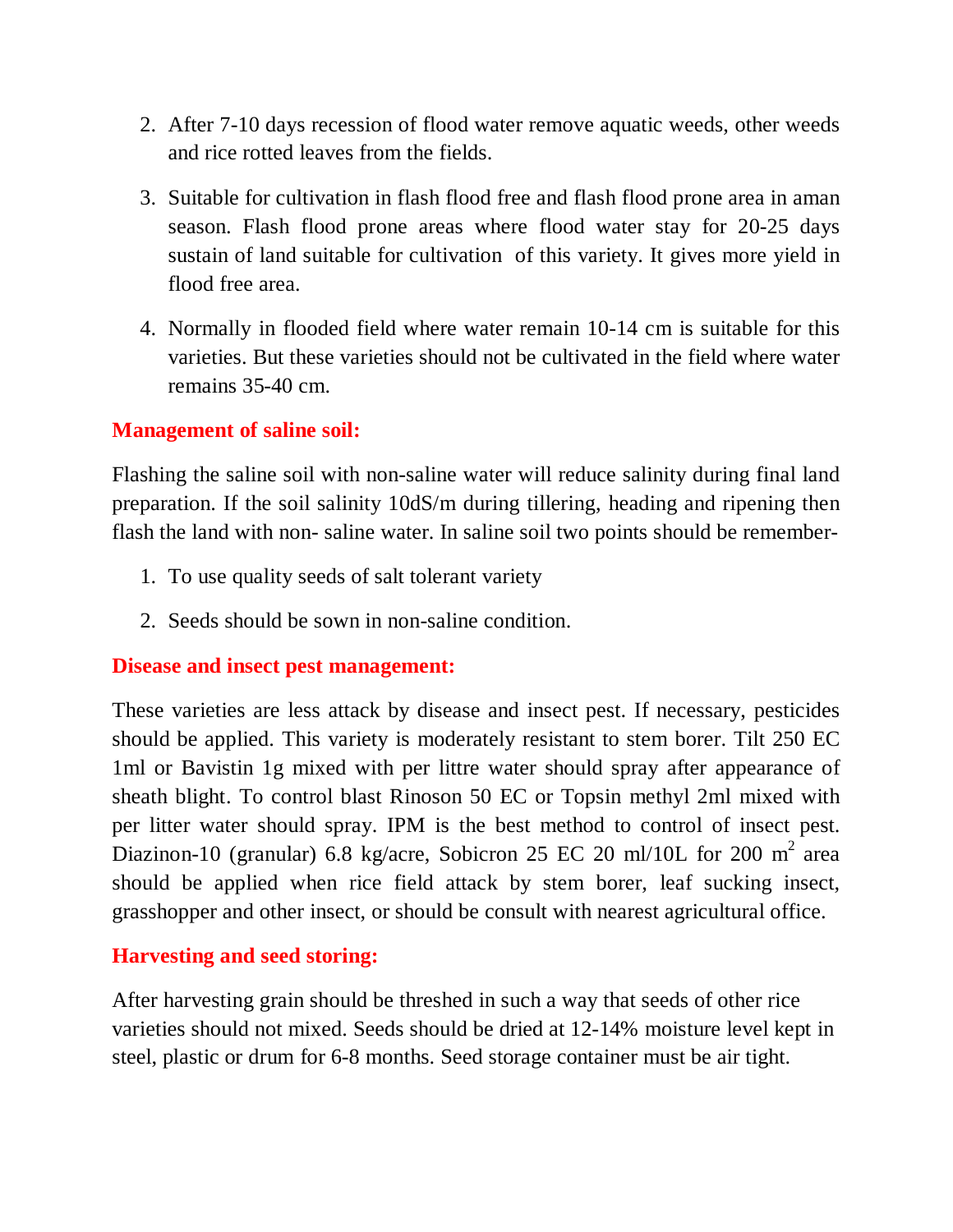2. After 7-10 days recession of flood water remove aquatic weeds, other weeds and rice rotted leaves from the fields.

3. Suitable for cultivation in flash flood free and flash flood prone area in aman season. Flash flood prone areas where flood water stay for 20-25 days sustain of land suitable for cultivation of this variety. It gives more yield in flood free area.

4. Normally in flooded field where water remain 10-14 cm is suitable for this varieties. But these varieties should not be cultivated in the field where water remains 35-40 cm.

### Management of saline soil:

Flashing the saline soil with non-saline water will reduce salinity during final land preparation. If the soil salinity 10dS/m during tillering, heading and ripening then flash the land with non- saline water. In saline soil two points should be remember-

1. To use quality seeds of salt tolerant variety
2. Seeds should be sown in non-saline condition.

### Disease and insect pest management:

These varieties are less attack by disease and insect pest. If necessary, pesticides should be applied. This variety is moderately resistant to stem borer. Tilt 250 EC 1ml or Bavistin 1g mixed with per littre water should spray after appearance of sheath blight. To control blast Rinoson 50 EC or Topsin methyl 2ml mixed with per litter water should spray. IPM is the best method to control of insect pest. Diazinon-10 (granular) 6.8 kg/acre, Sobicron 25 EC 20 ml/10L for 200 $m^2$ area should be applied when rice field attack by stem borer, leaf sucking insect, grasshopper and other insect, or should be consult with nearest agricultural office.

### Harvesting and seed storing:

After harvesting grain should be threshed in such a way that seeds of other rice varieties should not mixed. Seeds should be dried at 12-14% moisture level kept in steel, plastic or drum for 6-8 months. Seed storage container must be air tight.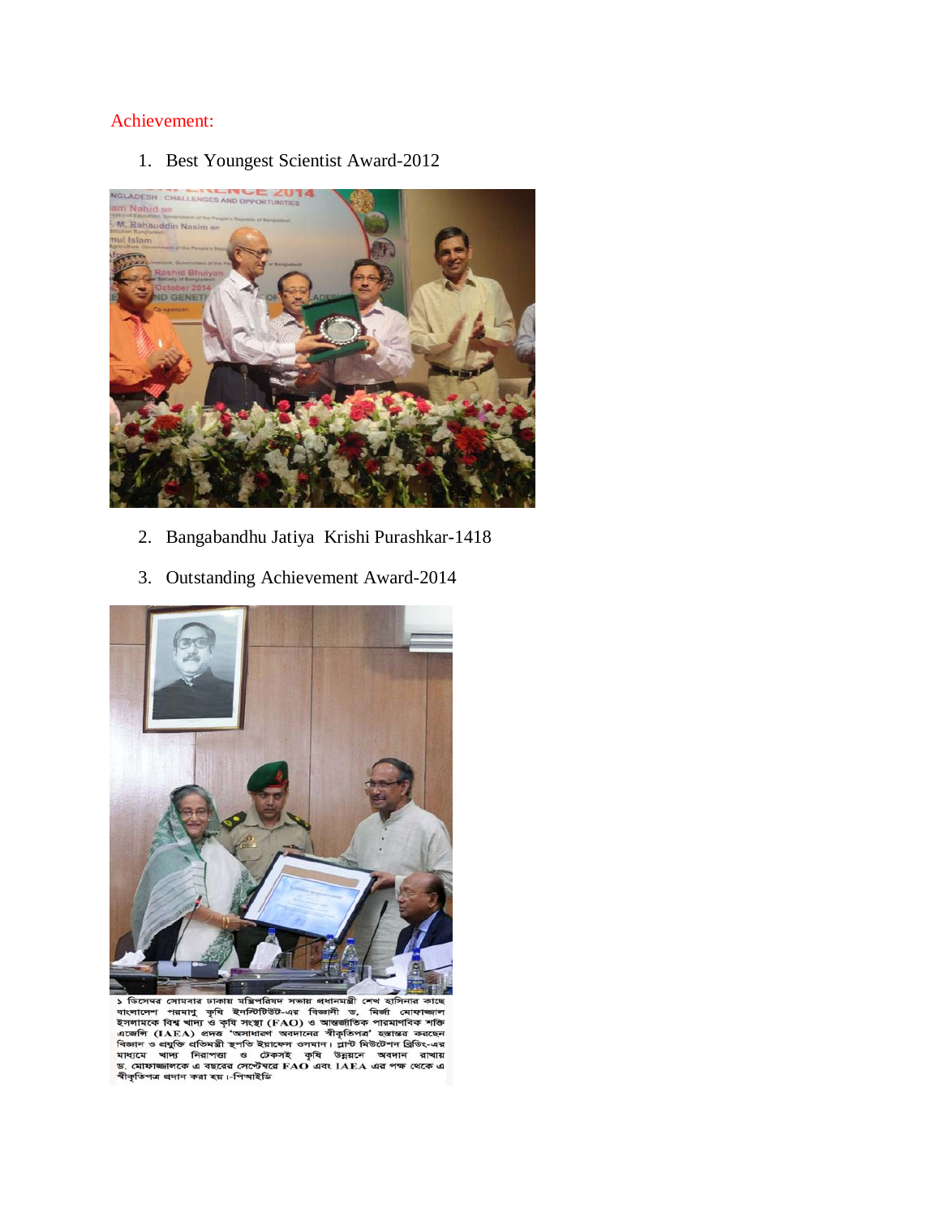Achievement:

1. Best Youngest Scientist Award-2012

2. Bangabandhu Jatiya Krishi Purashkar-1418
3. Outstanding Achievement Award-2014

১ ডিসেম্বর সোমবার ঢাকায় মন্ত্রিপরিষদ সভায় প্রধানমন্ত্রী শেখ হাসিনার কাছে বাংলাদেশ পরমাণু কৃষি ইনস্টিটিউট-এর বিজ্ঞানী ড. মির্জা মোফাজ্জাল ইসলামকে বিশ্ব খাদ্য ও কৃষি সংস্থা (FAO) ও আন্তর্জাতিক পারমাণবিক শক্তি এজেন্সি (IAEA) প্রদত্ত 'অসাধারণ অবদানের স্বীকৃতিপত্র' হস্তান্তর করছেন বিজ্ঞান ও প্রযুক্তি প্রতিমন্ত্রী স্থপতি ইয়াফেস ওসমান। প্লান্ট মিউটেশন ব্রিডিং-এর মাধ্যমে খাদ্য নিরাপত্তা ও টেকসই কৃষি উন্নয়নে অবদান রাখায় ড. মোফাজ্জালকে এ বছরের সেপ্টেম্বরে FAO এবং IAEA এর পক্ষ থেকে এ স্বীকৃতিপত্র প্রদান করা হয়।-পিআইডি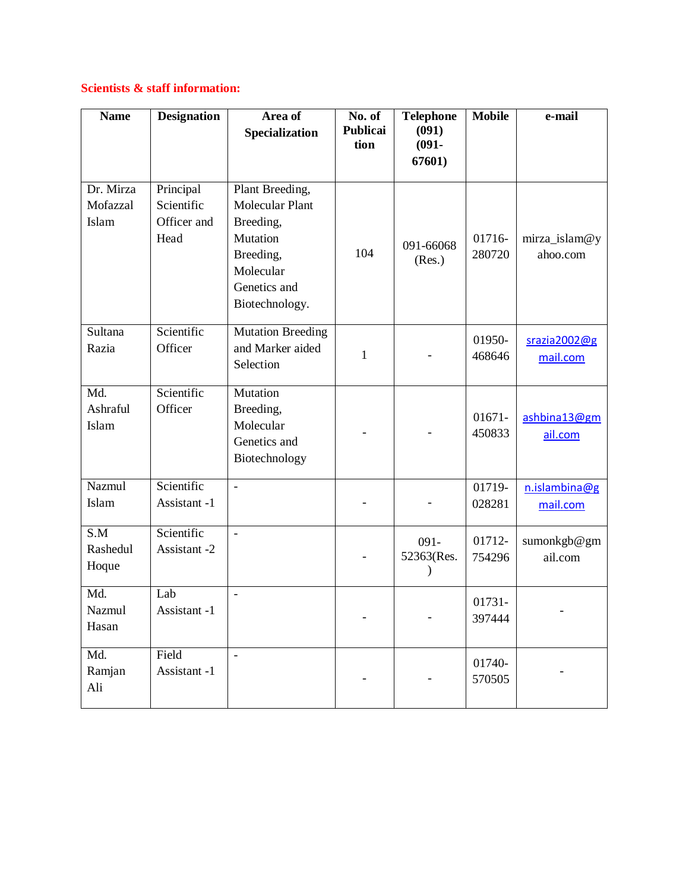**Scientists & staff information:**

| Name | Designation | Area of Specialization | No. of Publication | Telephone (091) (091-67601) | Mobile | e-mail |
|---|---|---|---|---|---|---|
| Dr. Mirza Mofazzal Islam | Principal Scientific Officer and Head | Plant Breeding, Molecular Plant Breeding, Mutation Breeding, Molecular Genetics and Biotechnology. | 104 | 091-66068 (Res.) | 01716-280720 | mirza_islam@yahoo.com |
| Sultana Razia | Scientific Officer | Mutation Breeding and Marker aided Selection | 1 | - | 01950-468646 | srazia2002@gmail.com |
| Md. Ashraful Islam | Scientific Officer | Mutation Breeding, Molecular Genetics and Biotechnology | - | - | 01671-450833 | ashbina13@gmail.com |
| Nazmul Islam | Scientific Assistant -1 | - | - | - | 01719-028281 | n.islambina@gmail.com |
| S.M Rashedul Hoque | Scientific Assistant -2 | - | - | 091-52363(Res.) | 01712-754296 | sumonkgb@gmail.com |
| Md. Nazmul Hasan | Lab Assistant -1 | - | - | - | 01731-397444 | - |
| Md. Ramjan Ali | Field Assistant -1 | - | - | - | 01740-570505 | - |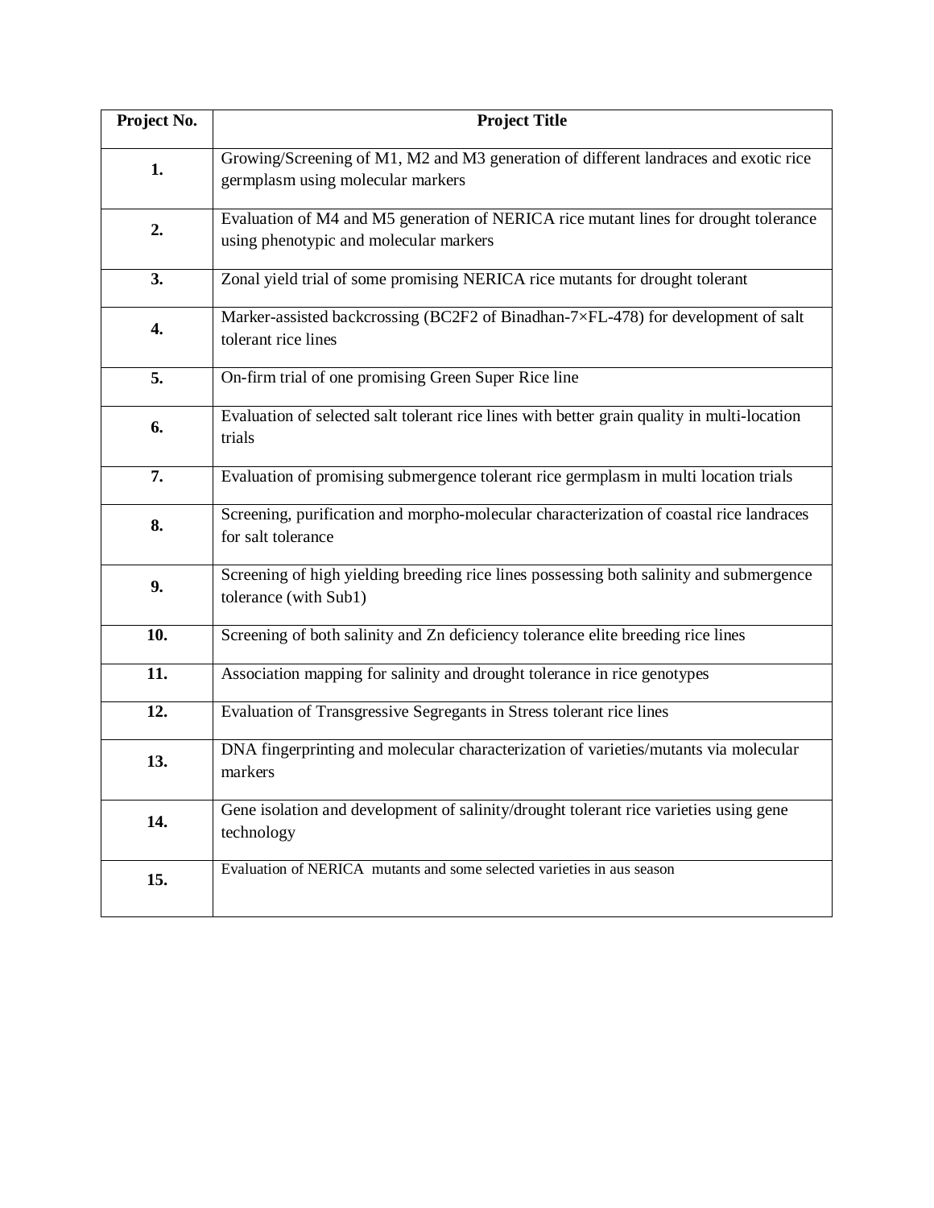| Project No. | Project Title |
|---|---|
| **1.** | Growing/Screening of M1, M2 and M3 generation of different landraces and exotic rice germplasm using molecular markers |
| **2.** | Evaluation of M4 and M5 generation of NERICA rice mutant lines for drought tolerance using phenotypic and molecular markers |
| **3.** | Zonal yield trial of some promising NERICA rice mutants for drought tolerant |
| **4.** | Marker-assisted backcrossing (BC2F2 of Binadhan-7×FL-478) for development of salt tolerant rice lines |
| **5.** | On-firm trial of one promising Green Super Rice line |
| **6.** | Evaluation of selected salt tolerant rice lines with better grain quality in multi-location trials |
| **7.** | Evaluation of promising submergence tolerant rice germplasm in multi location trials |
| **8.** | Screening, purification and morpho-molecular characterization of coastal rice landraces for salt tolerance |
| **9.** | Screening of high yielding breeding rice lines possessing both salinity and submergence tolerance (with Sub1) |
| **10.** | Screening of both salinity and Zn deficiency tolerance elite breeding rice lines |
| **11.** | Association mapping for salinity and drought tolerance in rice genotypes |
| **12.** | Evaluation of Transgressive Segregants in Stress tolerant rice lines |
| **13.** | DNA fingerprinting and molecular characterization of varieties/mutants via molecular markers |
| **14.** | Gene isolation and development of salinity/drought tolerant rice varieties using gene technology |
| **15.** | Evaluation of NERICA mutants and some selected varieties in aus season |